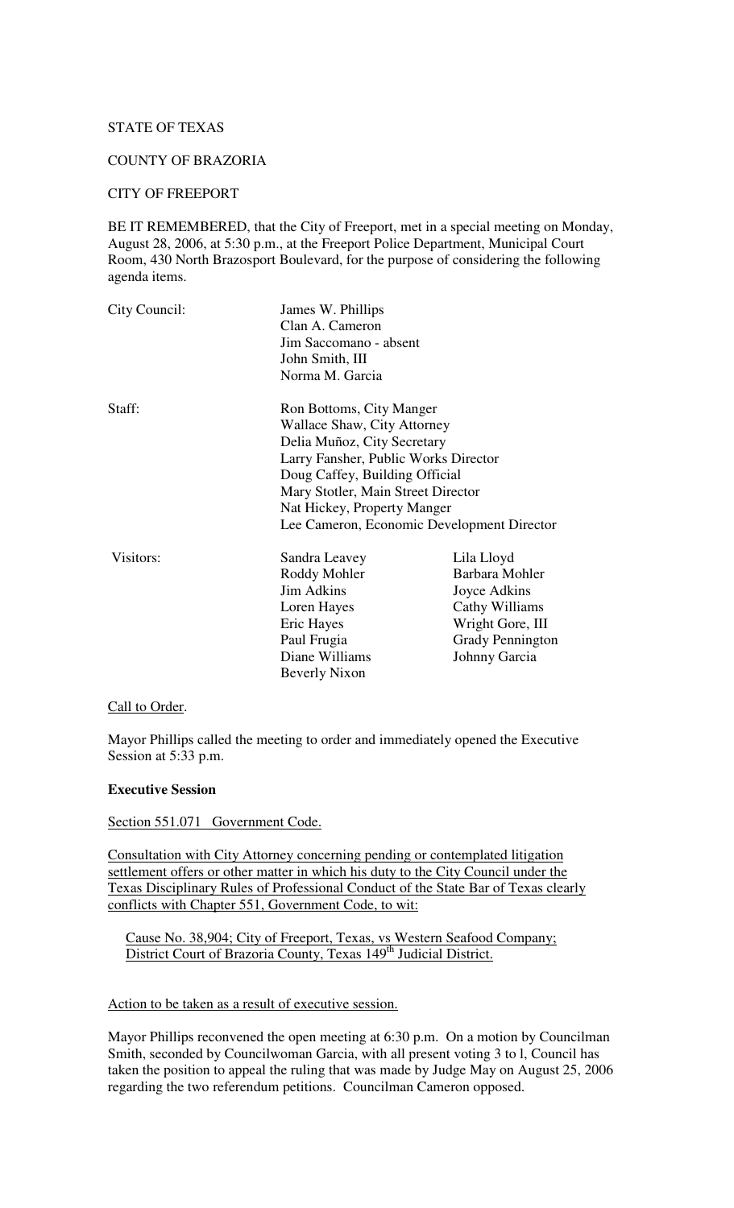STATE OF TEXAS

COUNTY OF BRAZORIA

CITY OF FREEPORT

BE IT REMEMBERED, that the City of Freeport, met in a special meeting on Monday, August 28, 2006, at 5:30 p.m., at the Freeport Police Department, Municipal Court Room, 430 North Brazosport Boulevard, for the purpose of considering the following agenda items.

| | | |
|---|---|---|
| City Council: | James W. Phillips | |
| | Clan A. Cameron | |
| | Jim Saccomano - absent | |
| | John Smith, III | |
| | Norma M. Garcia | |
| Staff: | Ron Bottoms, City Manger | |
| | Wallace Shaw, City Attorney | |
| | Delia Muñoz, City Secretary | |
| | Larry Fansher, Public Works Director | |
| | Doug Caffey, Building Official | |
| | Mary Stotler, Main Street Director | |
| | Nat Hickey, Property Manger | |
| | Lee Cameron, Economic Development Director | |
| Visitors: | Sandra Leavey | Lila Lloyd |
| | Roddy Mohler | Barbara Mohler |
| | Jim Adkins | Joyce Adkins |
| | Loren Hayes | Cathy Williams |
| | Eric Hayes | Wright Gore, III |
| | Paul Frugia | Grady Pennington |
| | Diane Williams | Johnny Garcia |
| | Beverly Nixon | |

Call to Order.

Mayor Phillips called the meeting to order and immediately opened the Executive Session at 5:33 p.m.

**Executive Session**

Section 551.071 Government Code.

Consultation with City Attorney concerning pending or contemplated litigation settlement offers or other matter in which his duty to the City Council under the Texas Disciplinary Rules of Professional Conduct of the State Bar of Texas clearly conflicts with Chapter 551, Government Code, to wit:

> Cause No. 38,904; City of Freeport, Texas, vs Western Seafood Company; District Court of Brazoria County, Texas 149th Judicial District.

Action to be taken as a result of executive session.

Mayor Phillips reconvened the open meeting at 6:30 p.m. On a motion by Councilman Smith, seconded by Councilwoman Garcia, with all present voting 3 to l, Council has taken the position to appeal the ruling that was made by Judge May on August 25, 2006 regarding the two referendum petitions. Councilman Cameron opposed.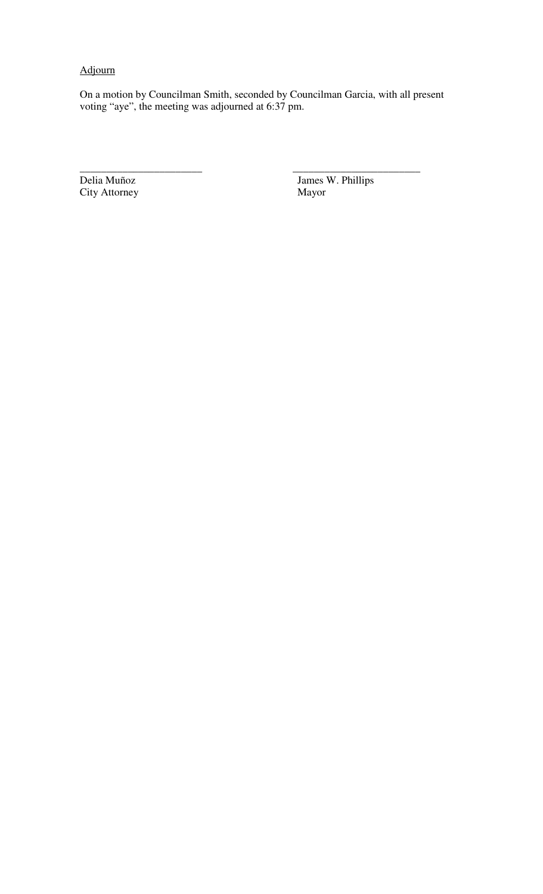<u>Adjourn</u>

On a motion by Councilman Smith, seconded by Councilman Garcia, with all present voting "aye", the meeting was adjourned at 6:37 pm.

| | |
|---|---|
| ______________________ | ______________________ |
| Delia Muñoz | James W. Phillips |
| City Attorney | Mayor |